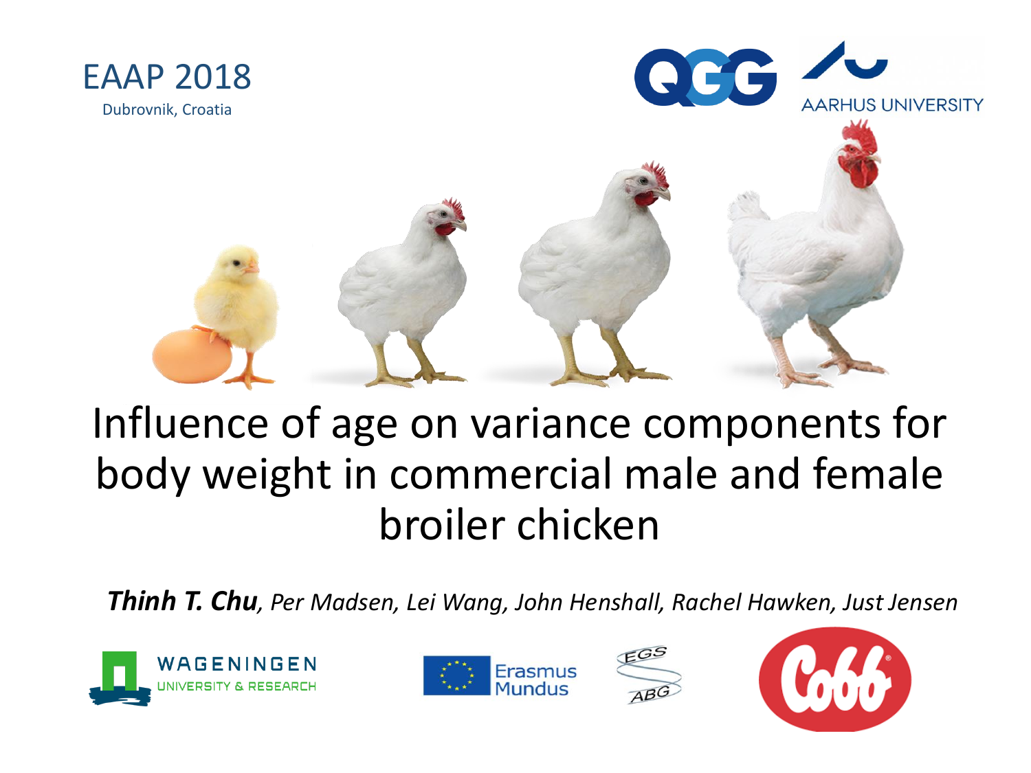EAAP 2018

Dubrovnik, Croatia

QGG

AARHUS UNIVERSITY

# Influence of age on variance components for body weight in commercial male and female broiler chicken

***Thinh T. Chu**, Per Madsen, Lei Wang, John Henshall, Rachel Hawken, Just Jensen*

WAGENINGEN UNIVERSITY & RESEARCH

Erasmus Mundus

EGS ABG

Cobb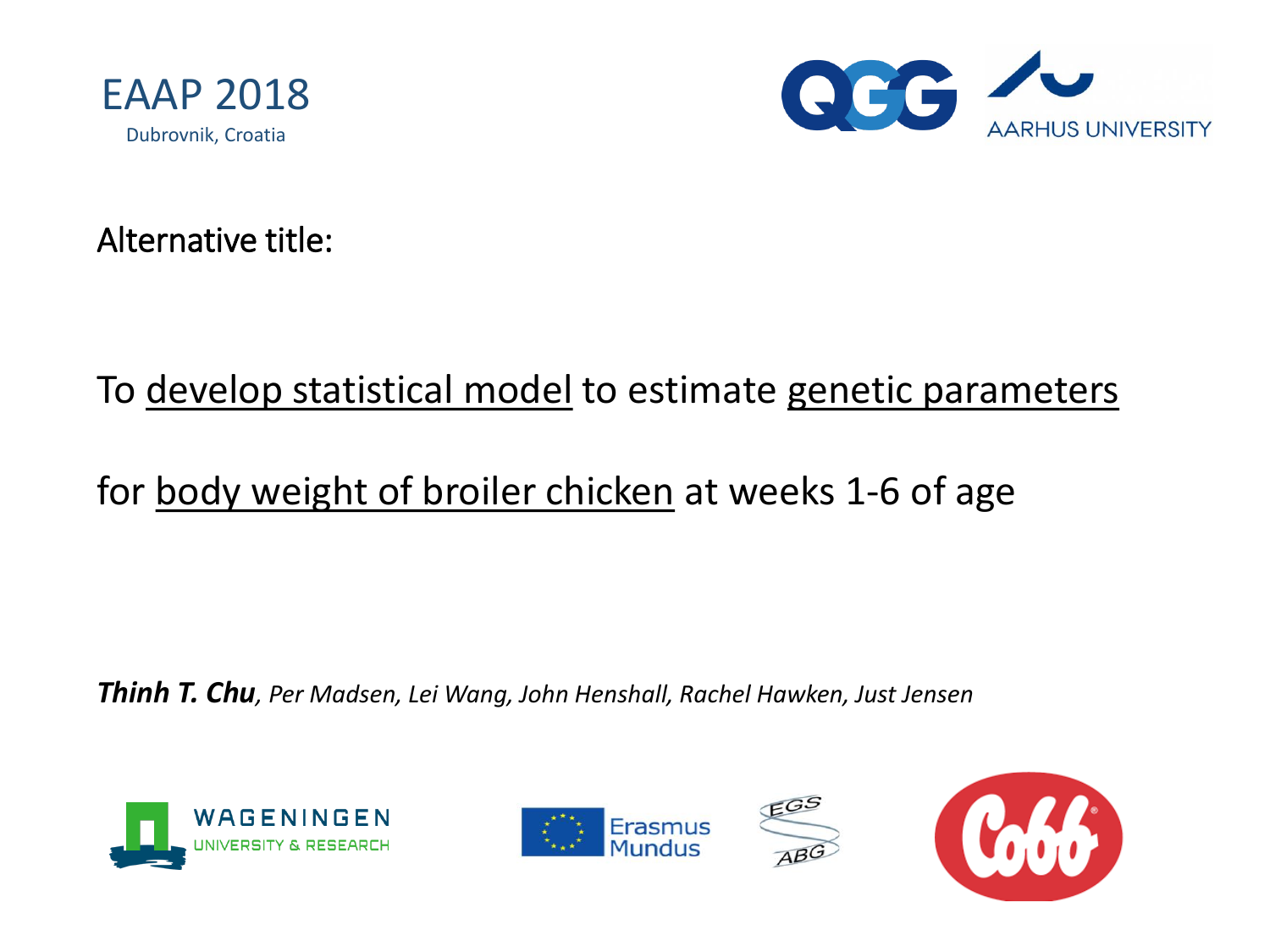EAAP 2018

Dubrovnik, Croatia

Alternative title:

To <u>develop statistical model</u> to estimate <u>genetic parameters</u>

for <u>body weight of broiler chicken</u> at weeks 1-6 of age

***Thinh T. Chu****, Per Madsen, Lei Wang, John Henshall, Rachel Hawken, Just Jensen*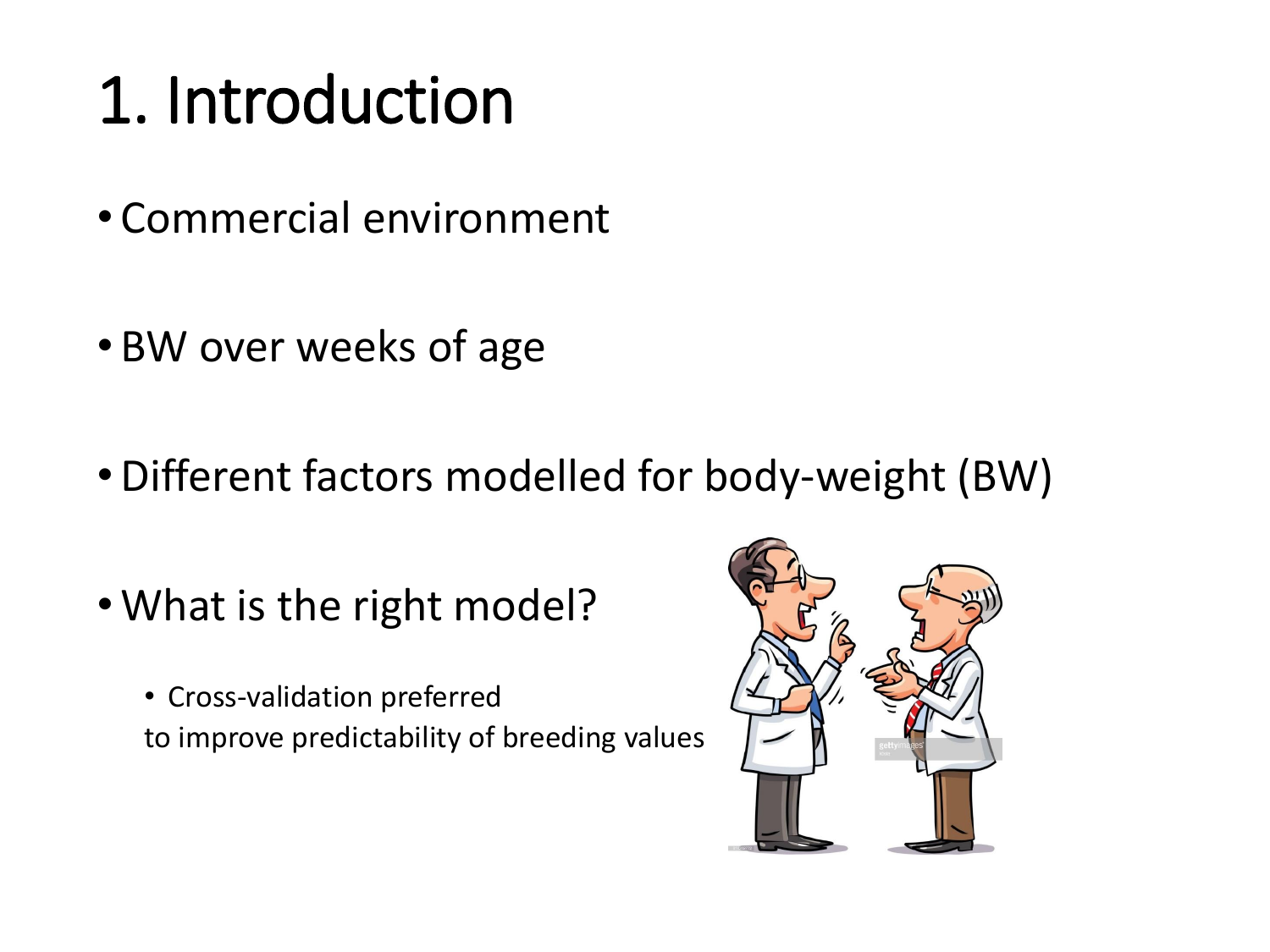# 1. Introduction

- Commercial environment
- BW over weeks of age
- Different factors modelled for body-weight (BW)
- What is the right model?
  - Cross-validation preferred
    to improve predictability of breeding values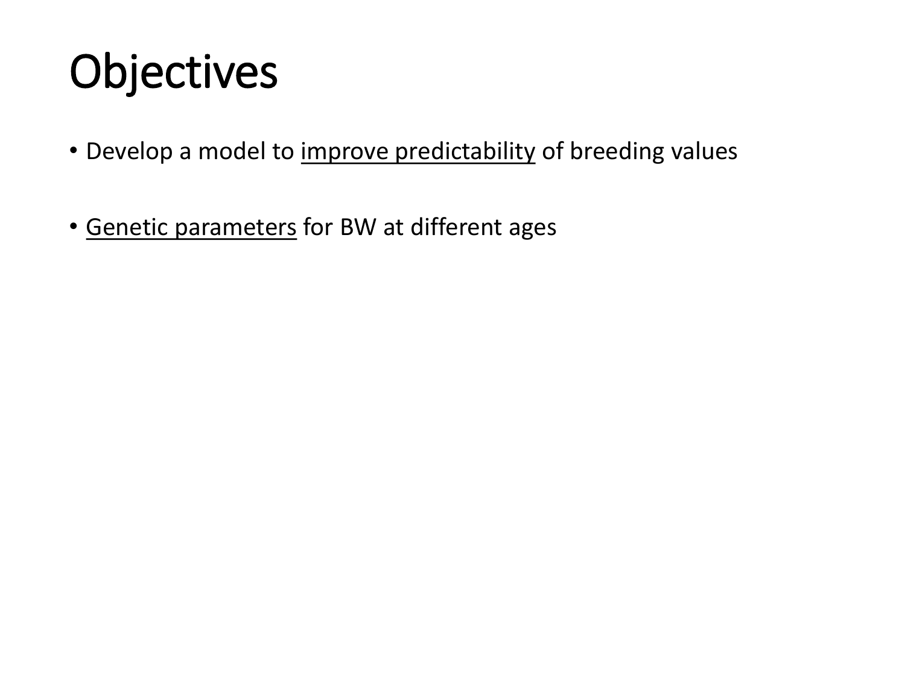# Objectives

- Develop a model to <u>improve predictability</u> of breeding values
- <u>Genetic parameters</u> for BW at different ages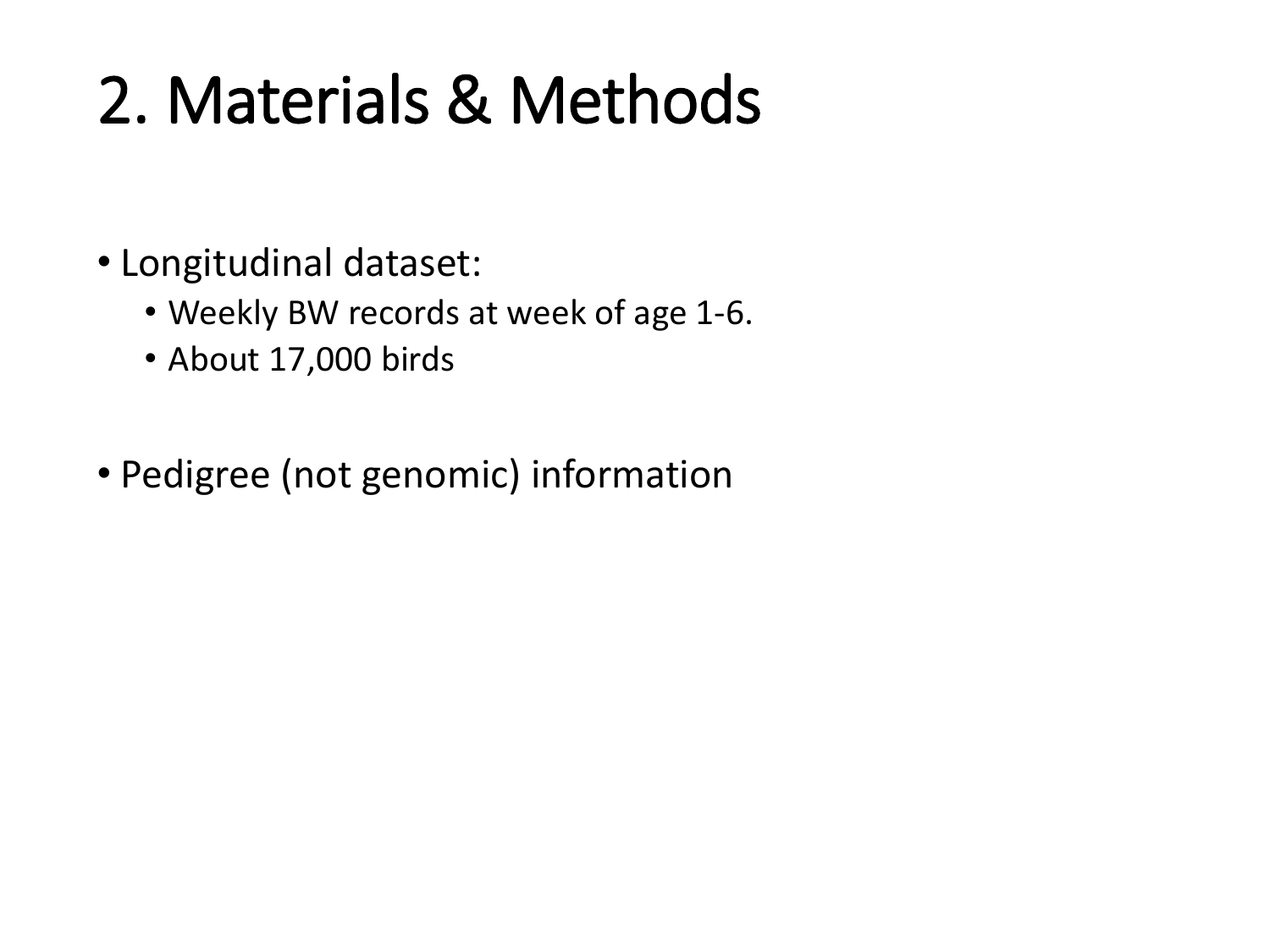# 2. Materials & Methods

- Longitudinal dataset:
  - Weekly BW records at week of age 1-6.
  - About 17,000 birds
- Pedigree (not genomic) information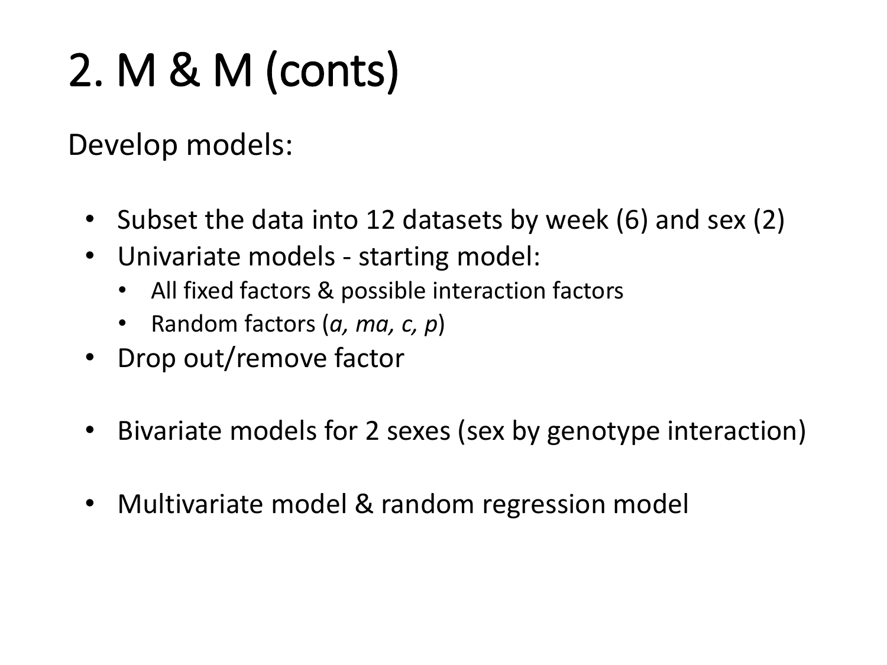# 2. M & M (conts)

Develop models:

- Subset the data into 12 datasets by week (6) and sex (2)
- Univariate models - starting model:
  - All fixed factors & possible interaction factors
  - Random factors (*a, ma, c, p*)
- Drop out/remove factor

- Bivariate models for 2 sexes (sex by genotype interaction)

- Multivariate model & random regression model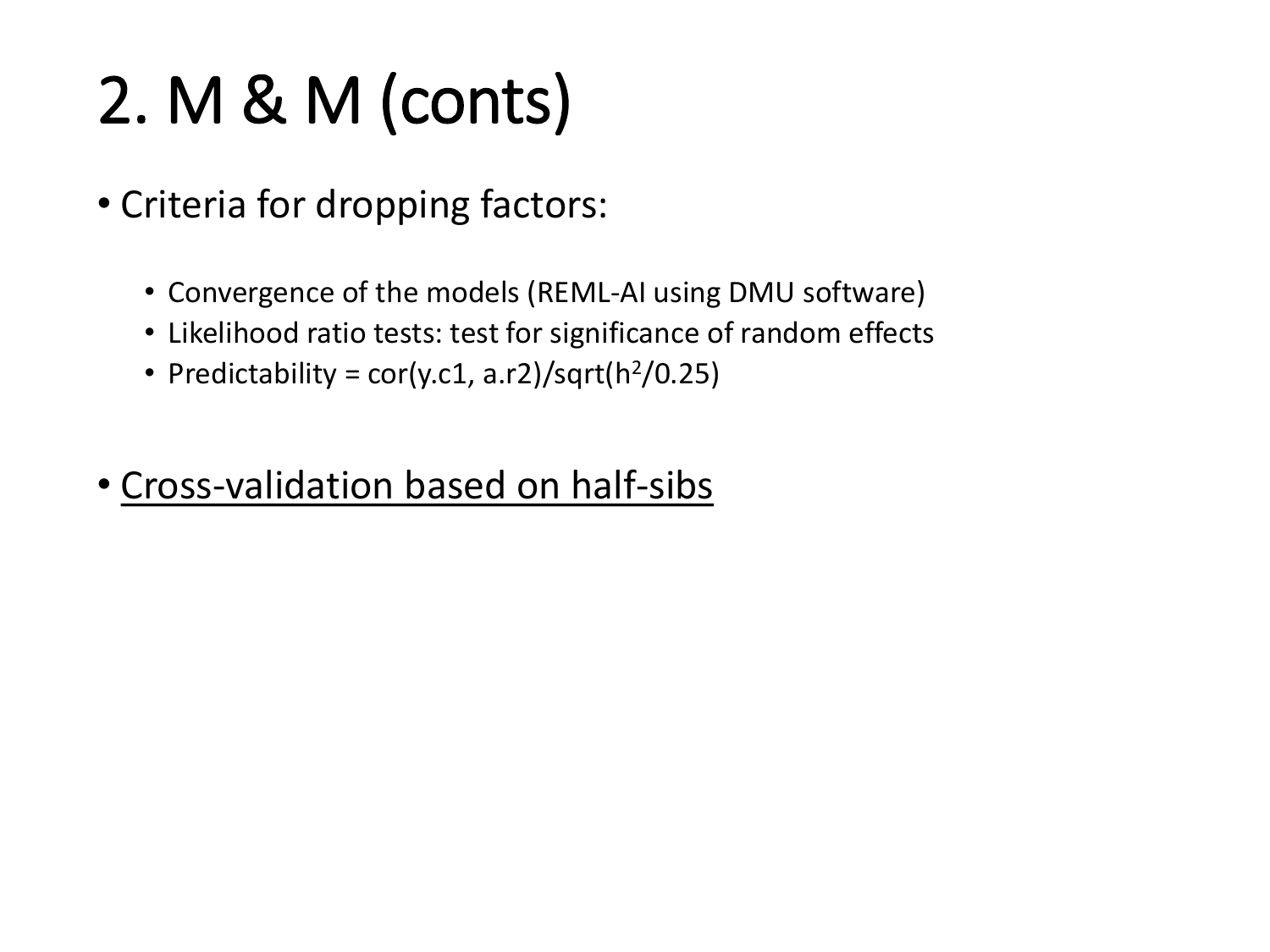# 2. M & M (conts)

- Criteria for dropping factors:
  - Convergence of the models (REML-AI using DMU software)
  - Likelihood ratio tests: test for significance of random effects
  - Predictability = cor(y.c1, a.r2)/sqrt($h^2$/0.25)

- <u>Cross-validation based on half-sibs</u>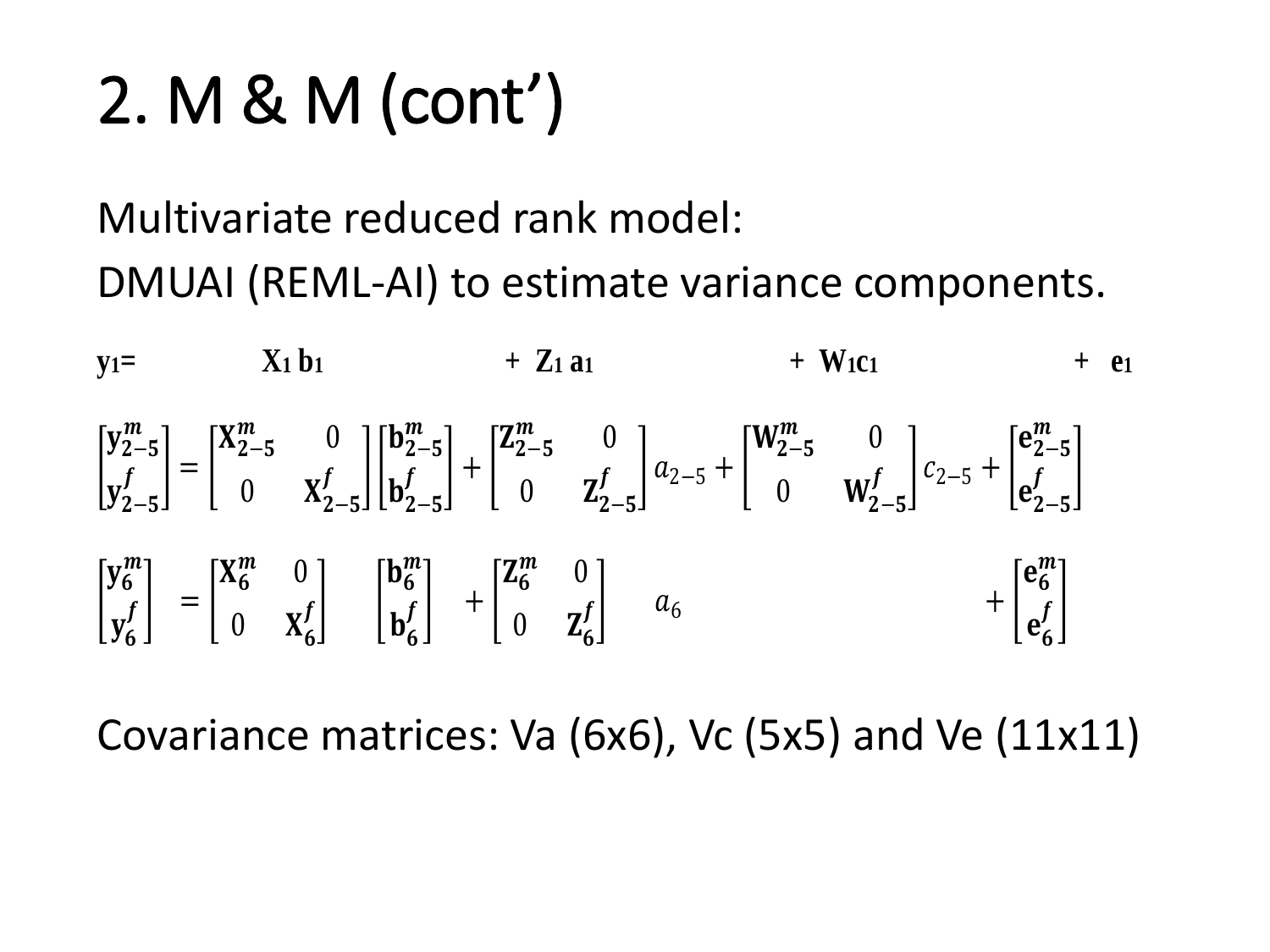# 2. M & M (cont')

Multivariate reduced rank model:

DMUAI (REML-AI) to estimate variance components.

$$\mathbf{y}_1 = \mathbf{X}_1\mathbf{b}_1 + \mathbf{Z}_1\mathbf{a}_1 + \mathbf{W}_1\mathbf{c}_1 + \mathbf{e}_1$$

$$\begin{bmatrix}\mathbf{y}_{2-5}^{m}\\ \mathbf{y}_{2-5}^{f}\end{bmatrix} = \begin{bmatrix}\mathbf{X}_{2-5}^{m} & 0\\ 0 & \mathbf{X}_{2-5}^{f}\end{bmatrix}\begin{bmatrix}\mathbf{b}_{2-5}^{m}\\ \mathbf{b}_{2-5}^{f}\end{bmatrix} + \begin{bmatrix}\mathbf{Z}_{2-5}^{m} & 0\\ 0 & \mathbf{Z}_{2-5}^{f}\end{bmatrix} a_{2-5} + \begin{bmatrix}\mathbf{W}_{2-5}^{m} & 0\\ 0 & \mathbf{W}_{2-5}^{f}\end{bmatrix} c_{2-5} + \begin{bmatrix}\mathbf{e}_{2-5}^{m}\\ \mathbf{e}_{2-5}^{f}\end{bmatrix}$$

$$\begin{bmatrix}\mathbf{y}_{6}^{m}\\ \mathbf{y}_{6}^{f}\end{bmatrix} = \begin{bmatrix}\mathbf{X}_{6}^{m} & 0\\ 0 & \mathbf{X}_{6}^{f}\end{bmatrix}\begin{bmatrix}\mathbf{b}_{6}^{m}\\ \mathbf{b}_{6}^{f}\end{bmatrix} + \begin{bmatrix}\mathbf{Z}_{6}^{m} & 0\\ 0 & \mathbf{Z}_{6}^{f}\end{bmatrix} a_{6} + \begin{bmatrix}\mathbf{e}_{6}^{m}\\ \mathbf{e}_{6}^{f}\end{bmatrix}$$

Covariance matrices: Va (6x6), Vc (5x5) and Ve (11x11)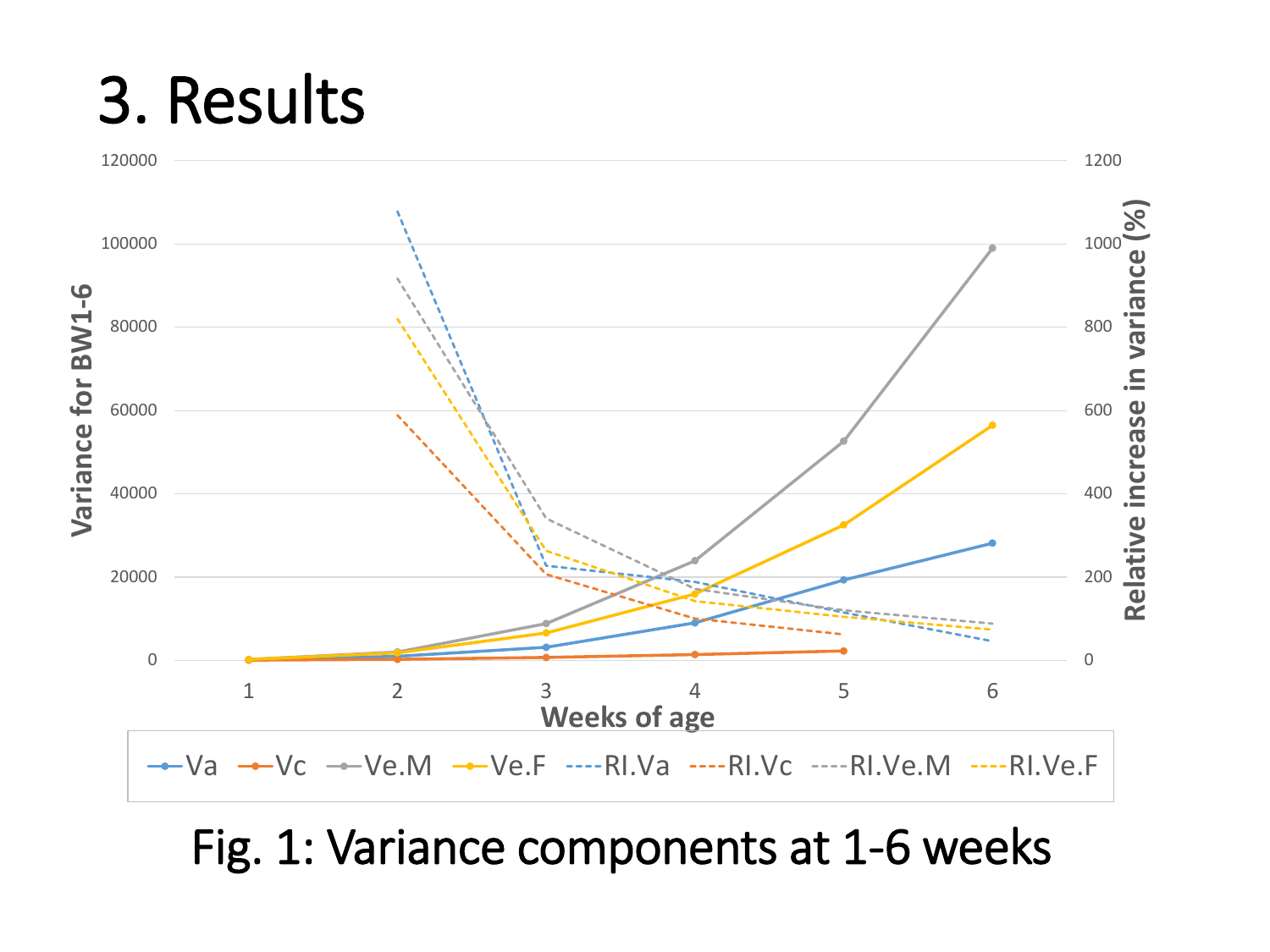# 3. Results

Fig. 1: Variance components at 1-6 weeks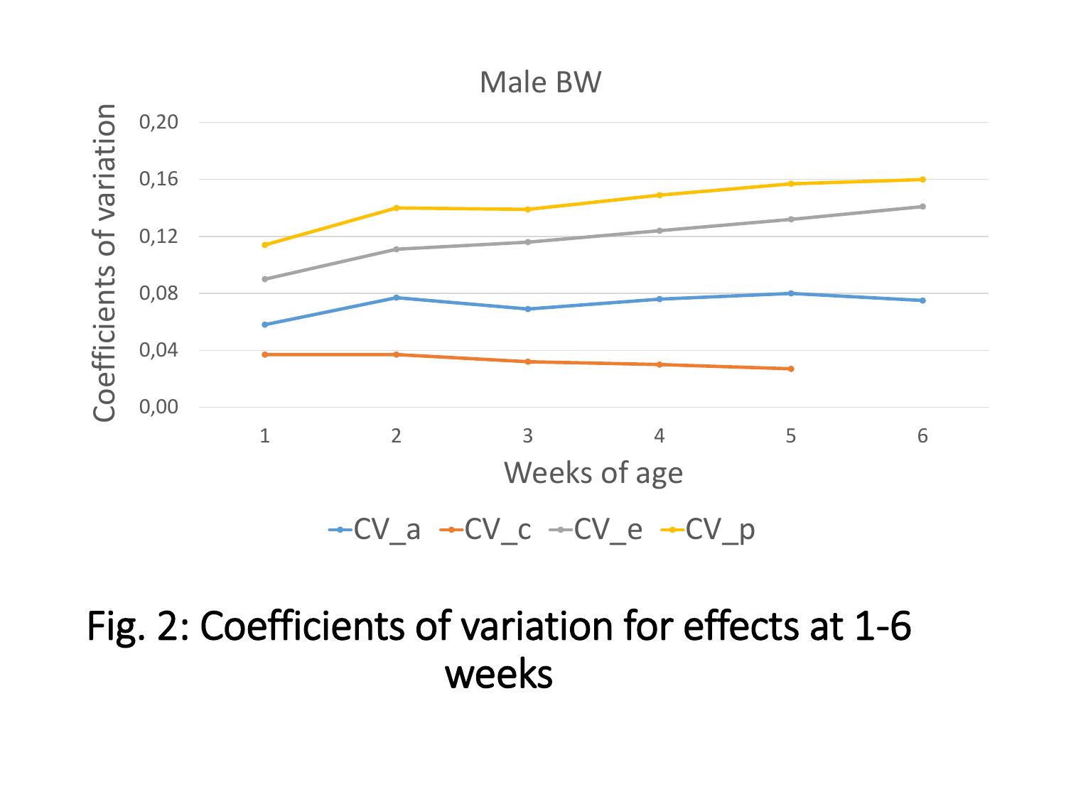Male BW

Coefficients of variation

0,20
0,16
0,12
0,08
0,04
0,00

1 2 3 4 5 6

Weeks of age

CV_a CV_c CV_e CV_p

Fig. 2: Coefficients of variation for effects at 1-6 weeks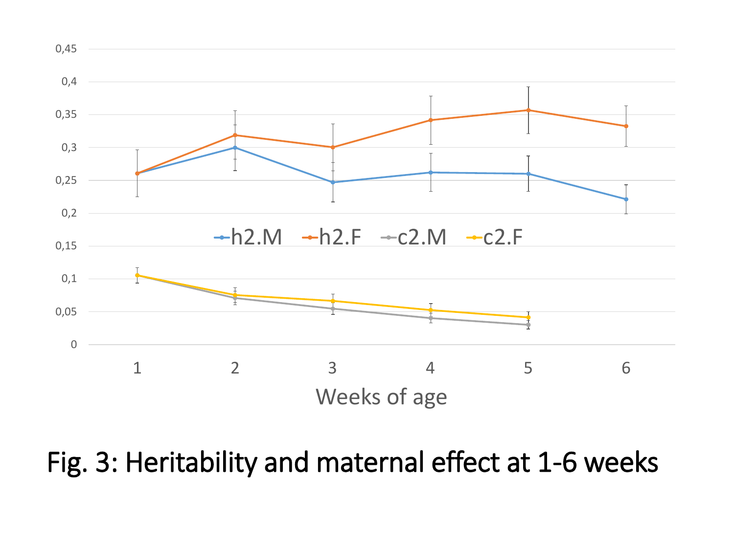Fig. 3: Heritability and maternal effect at 1-6 weeks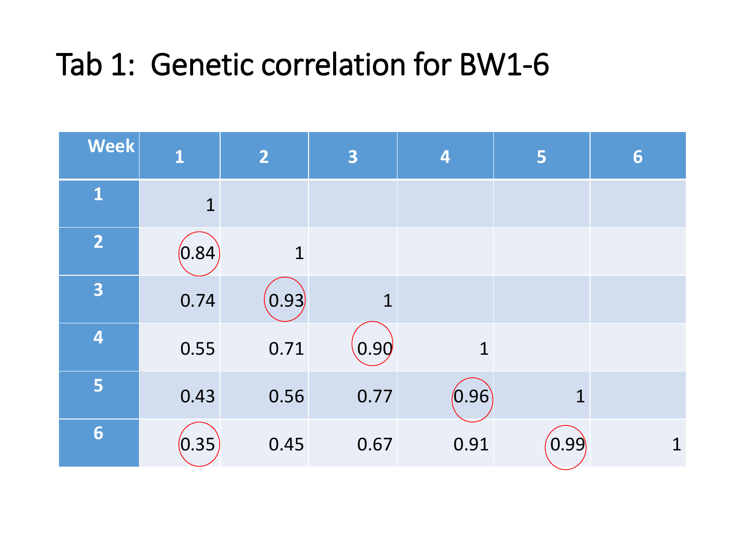# Tab 1: Genetic correlation for BW1-6

| Week | 1 | 2 | 3 | 4 | 5 | 6 |
|---|---|---|---|---|---|---|
| 1 | 1 | | | | | |
| 2 | 0.84 | 1 | | | | |
| 3 | 0.74 | 0.93 | 1 | | | |
| 4 | 0.55 | 0.71 | 0.90 | 1 | | |
| 5 | 0.43 | 0.56 | 0.77 | 0.96 | 1 | |
| 6 | 0.35 | 0.45 | 0.67 | 0.91 | 0.99 | 1 |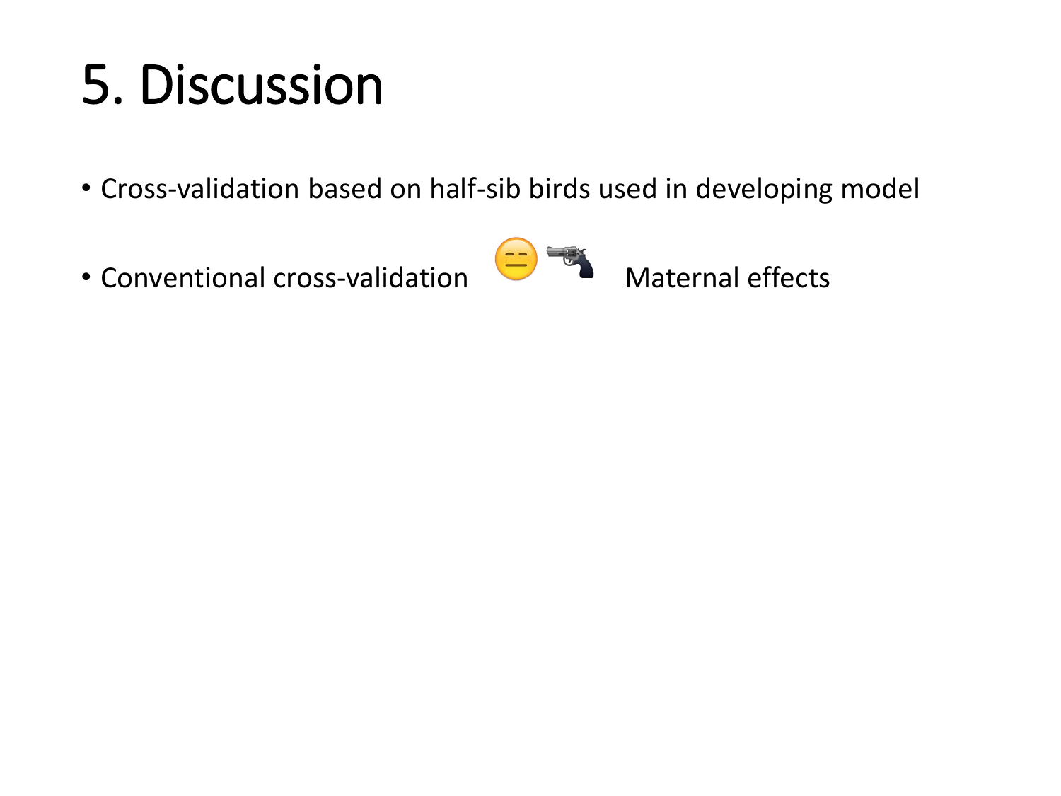# 5. Discussion

- Cross-validation based on half-sib birds used in developing model
- Conventional cross-validation 😑 🔫 Maternal effects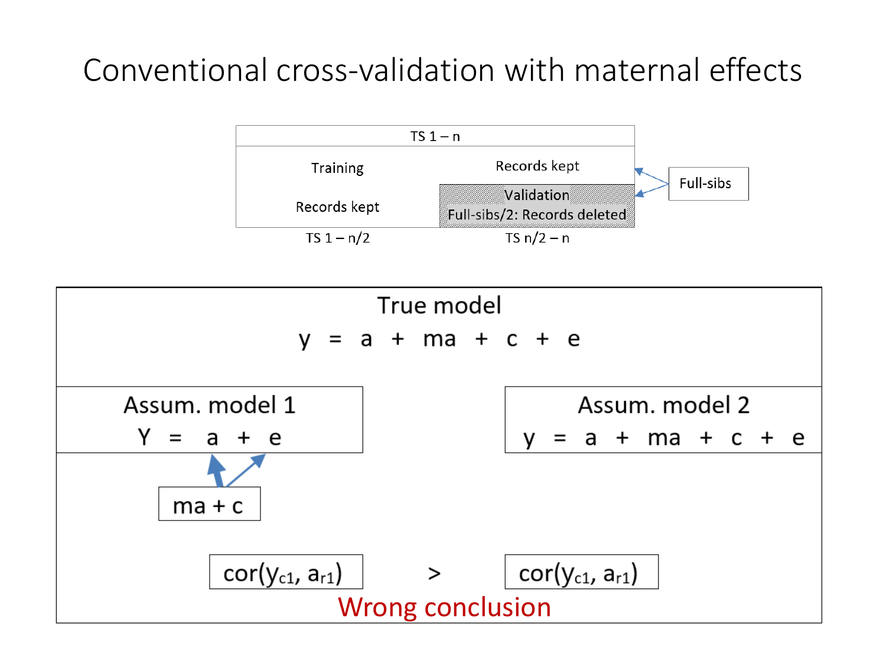# Conventional cross-validation with maternal effects

| TS 1 – n | |
|---|---|
| Training | Records kept |
| Records kept | Validation<br>Full-sibs/2: Records deleted |
| TS 1 – n/2 | TS n/2 – n |

Full-sibs

**True model**

$$y = a + ma + c + e$$

**Assum. model 1**

$$Y = a + e$$

ma + c

**Assum. model 2**

$$y = a + ma + c + e$$

$\mathrm{cor}(y_{c1}, a_{r1})$ > $\mathrm{cor}(y_{c1}, a_{r1})$

Wrong conclusion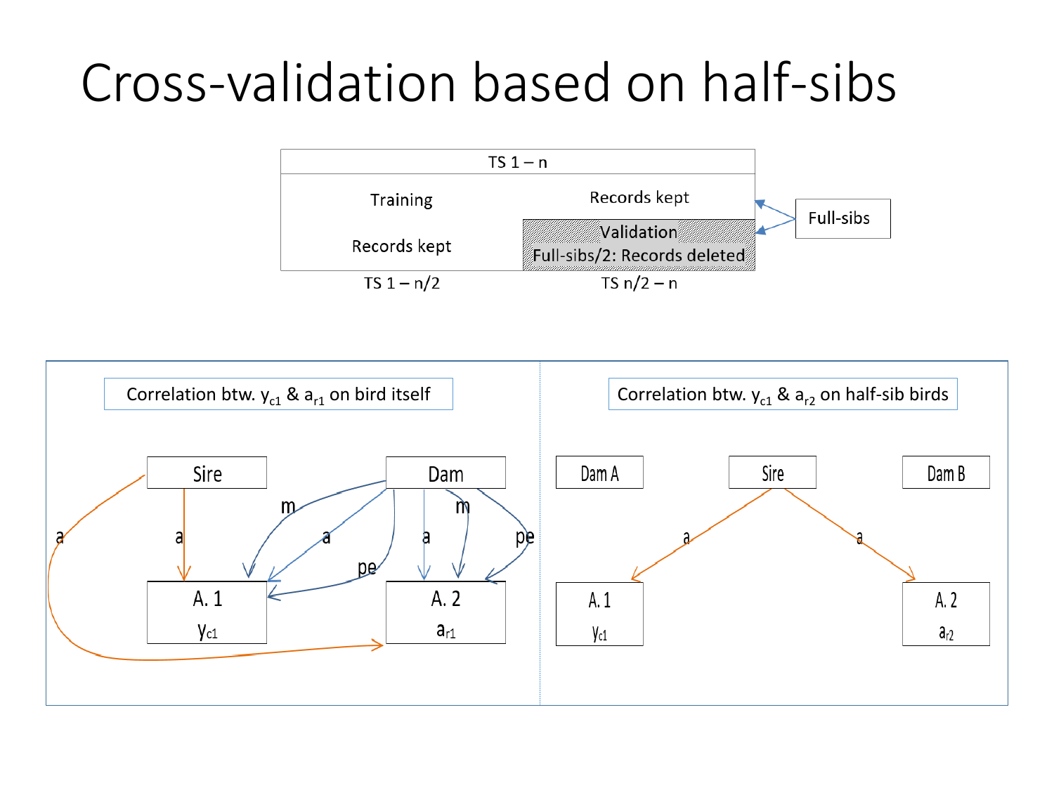# Cross-validation based on half-sibs

| TS 1 – n | |
|---|---|
| Training | Records kept |
| Records kept | Validation<br>Full-sibs/2: Records deleted |
| TS 1 – n/2 | TS n/2 – n |

Full-sibs

Correlation btw. $y_{c1}$ & $a_{r1}$ on bird itself

Sire — Dam

m, a, pe, a, m, pe, a, a

A. 1 $y_{c1}$ — A. 2 $a_{r1}$

Correlation btw. $y_{c1}$ & $a_{r2}$ on half-sib birds

Dam A — Sire — Dam B

a, a

A. 1 $y_{c1}$ — A. 2 $a_{r2}$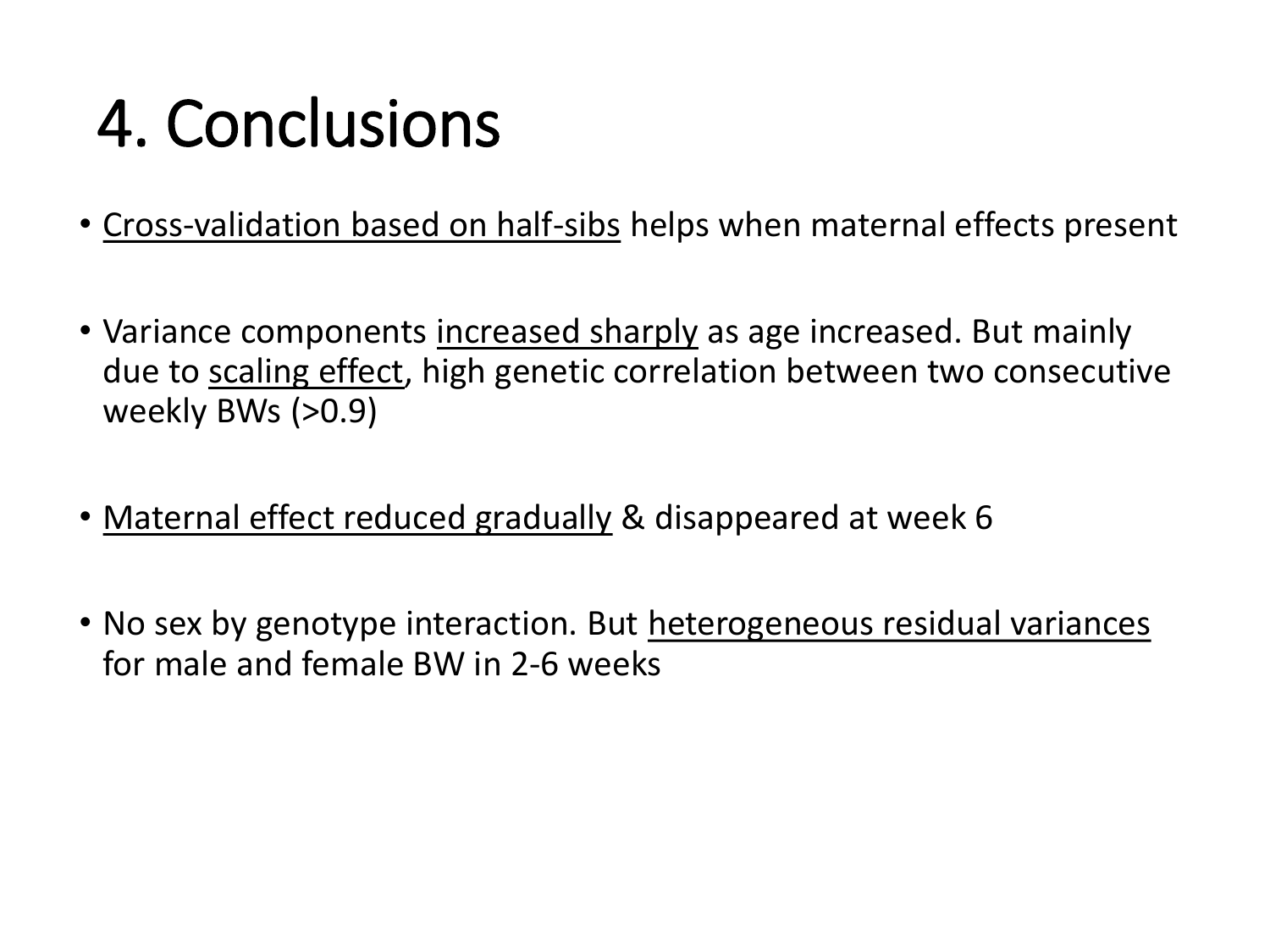# 4. Conclusions

- <u>Cross-validation based on half-sibs</u> helps when maternal effects present
- Variance components <u>increased sharply</u> as age increased. But mainly due to <u>scaling effect</u>, high genetic correlation between two consecutive weekly BWs (>0.9)
- <u>Maternal effect reduced gradually</u> & disappeared at week 6
- No sex by genotype interaction. But <u>heterogeneous residual variances</u> for male and female BW in 2-6 weeks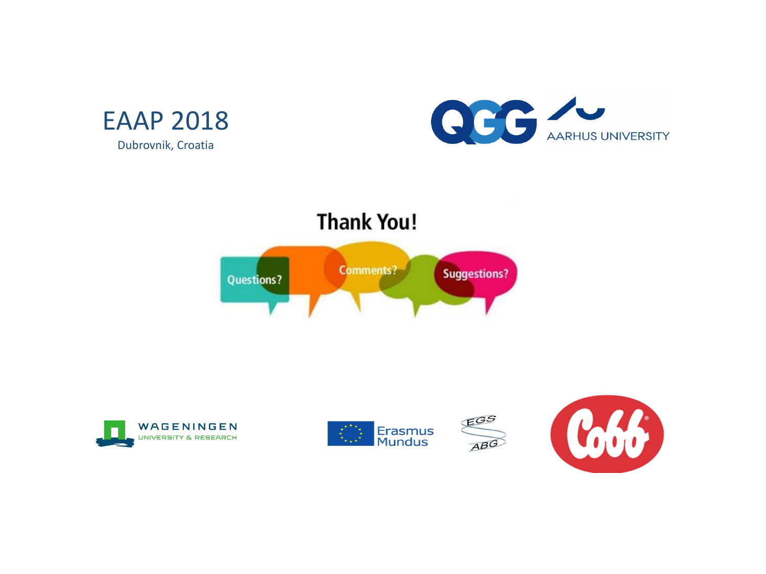EAAP 2018

Dubrovnik, Croatia

QGG AARHUS UNIVERSITY

# Thank You!

Questions? Comments? Suggestions?

WAGENINGEN UNIVERSITY & RESEARCH

Erasmus Mundus

EGS ABG

Cobb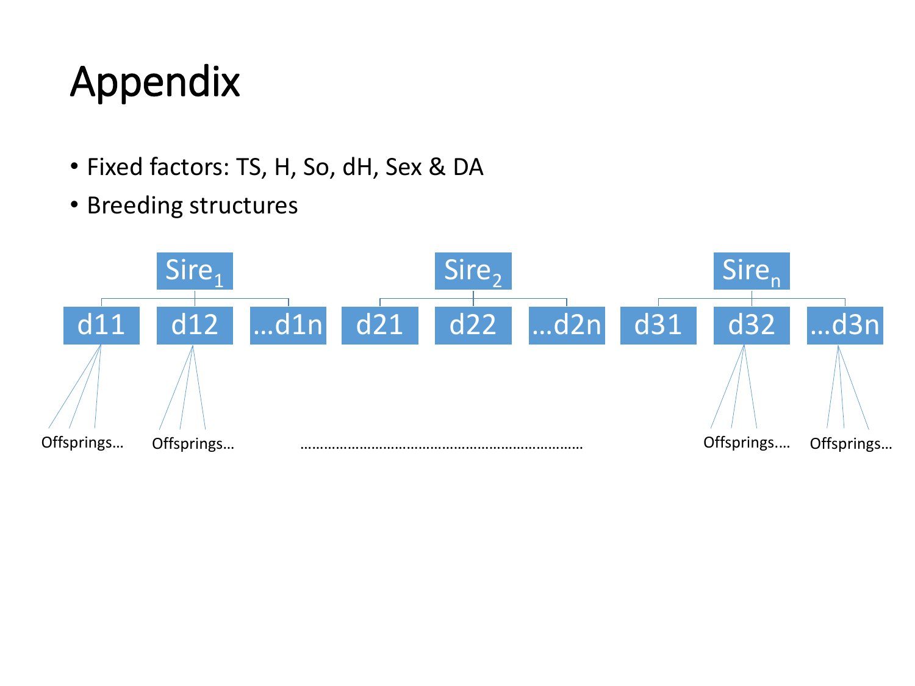# Appendix

- Fixed factors: TS, H, So, dH, Sex & DA
- Breeding structures

$\text{Sire}_1$ — d11, d12, …d1n

$\text{Sire}_2$ — d21, d22, …d2n

$\text{Sire}_n$ — d31, d32, …d3n

Offsprings… Offsprings… ………………………………………………………… Offsprings…. Offsprings…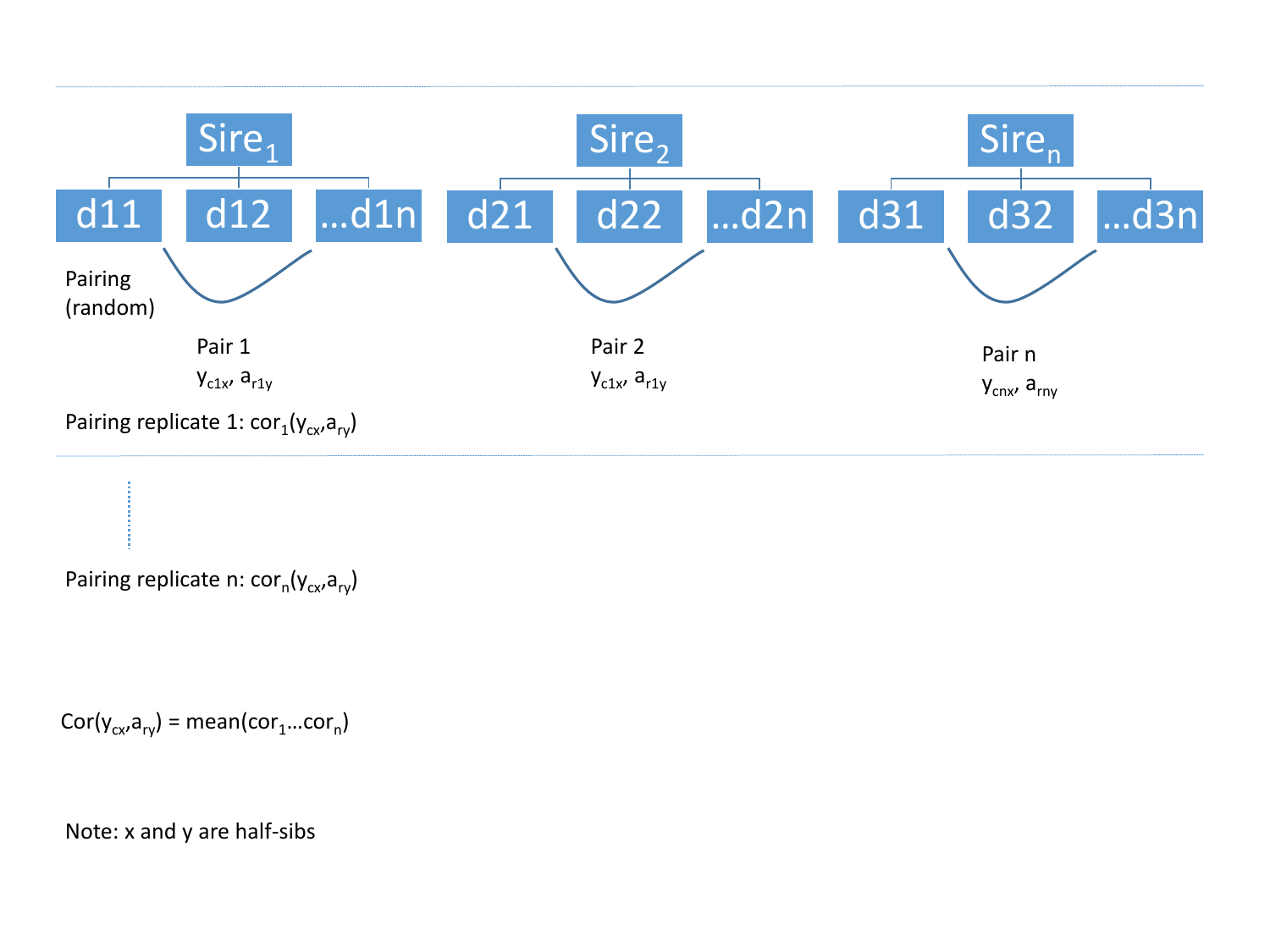Sire$_1$

d11 | d12 | …d1n

Sire$_2$

d21 | d22 | …d2n

Sire$_n$

d31 | d32 | …d3n

Pairing (random)

Pair 1
$y_{c1x}$, $a_{r1y}$

Pair 2
$y_{c1x}$, $a_{r1y}$

Pair n
$y_{cnx}$, $a_{rny}$

Pairing replicate 1: $cor_1(y_{cx}, a_{ry})$

Pairing replicate n: $cor_n(y_{cx}, a_{ry})$

$Cor(y_{cx}, a_{ry}) = mean(cor_1 \ldots cor_n)$

Note: x and y are half-sibs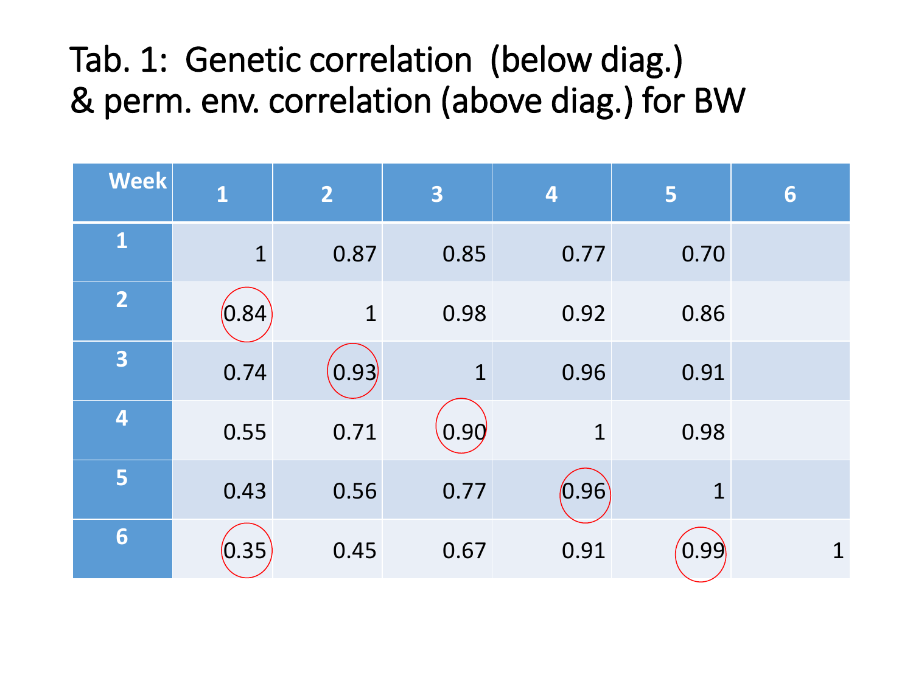# Tab. 1: Genetic correlation (below diag.) & perm. env. correlation (above diag.) for BW

| Week | 1 | 2 | 3 | 4 | 5 | 6 |
|---|---|---|---|---|---|---|
| 1 | 1 | 0.87 | 0.85 | 0.77 | 0.70 | |
| 2 | 0.84 | 1 | 0.98 | 0.92 | 0.86 | |
| 3 | 0.74 | 0.93 | 1 | 0.96 | 0.91 | |
| 4 | 0.55 | 0.71 | 0.90 | 1 | 0.98 | |
| 5 | 0.43 | 0.56 | 0.77 | 0.96 | 1 | |
| 6 | 0.35 | 0.45 | 0.67 | 0.91 | 0.99 | 1 |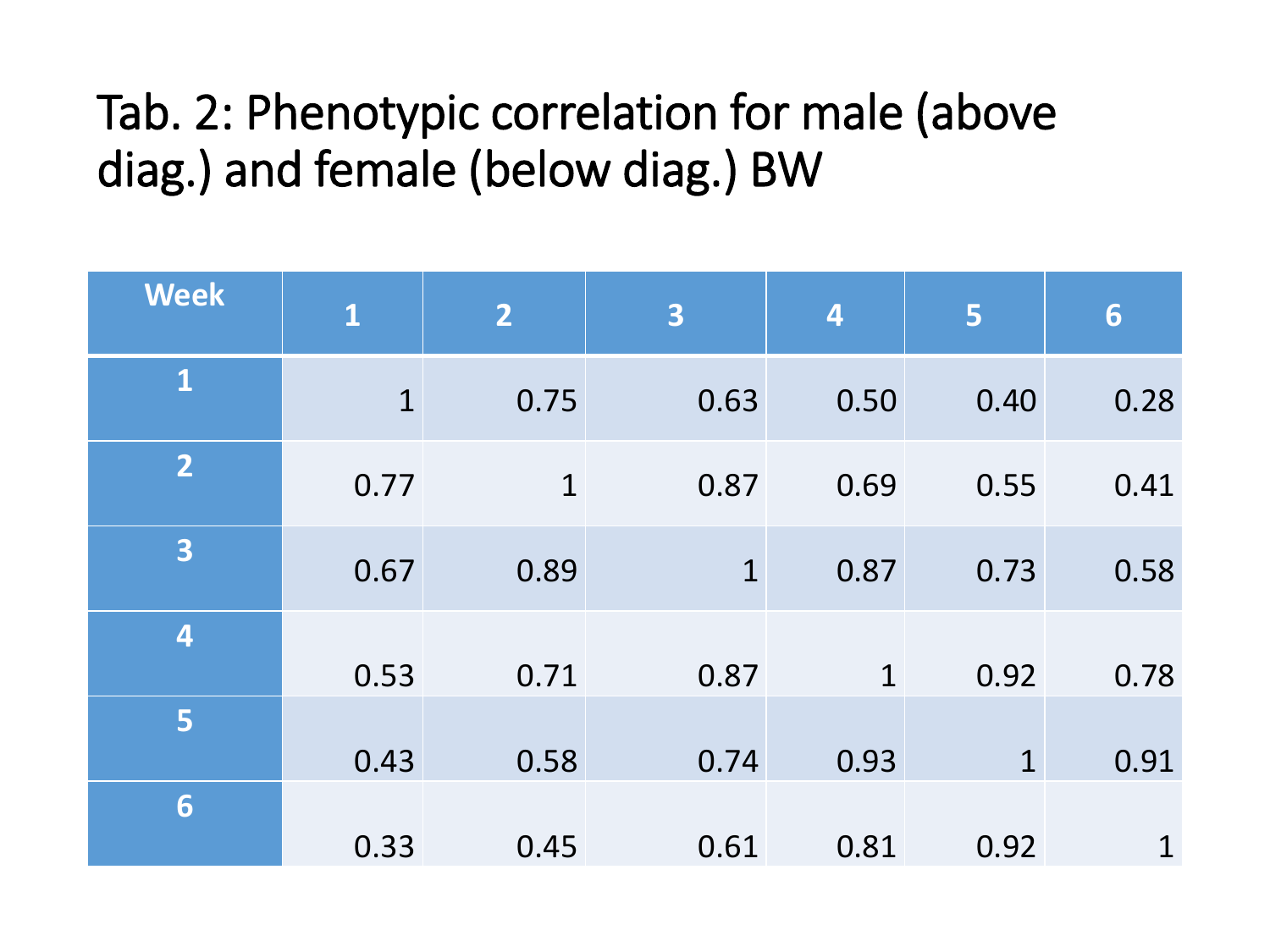# Tab. 2: Phenotypic correlation for male (above diag.) and female (below diag.) BW

| Week | 1 | 2 | 3 | 4 | 5 | 6 |
|---|---|---|---|---|---|---|
| 1 | 1 | 0.75 | 0.63 | 0.50 | 0.40 | 0.28 |
| 2 | 0.77 | 1 | 0.87 | 0.69 | 0.55 | 0.41 |
| 3 | 0.67 | 0.89 | 1 | 0.87 | 0.73 | 0.58 |
| 4 | 0.53 | 0.71 | 0.87 | 1 | 0.92 | 0.78 |
| 5 | 0.43 | 0.58 | 0.74 | 0.93 | 1 | 0.91 |
| 6 | 0.33 | 0.45 | 0.61 | 0.81 | 0.92 | 1 |